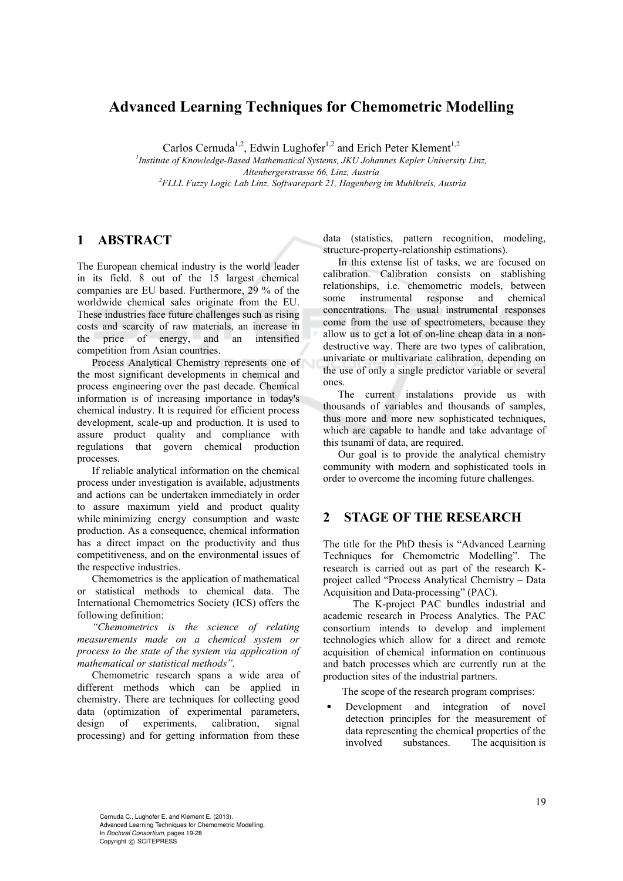# Advanced Learning Techniques for Chemometric Modelling

Carlos Cernuda[1,2], Edwin Lughofer[1,2] and Erich Peter Klement[1,2]

[1]*Institute of Knowledge-Based Mathematical Systems, JKU Johannes Kepler University Linz, Altenbergerstrasse 66, Linz, Austria*

[2]*FLLL Fuzzy Logic Lab Linz, Softwarepark 21, Hagenberg im Muhlkreis, Austria*

## 1 ABSTRACT

The European chemical industry is the world leader in its field. 8 out of the 15 largest chemical companies are EU based. Furthermore, 29 % of the worldwide chemical sales originate from the EU. These industries face future challenges such as rising costs and scarcity of raw materials, an increase in the price of energy, and an intensified competition from Asian countries.

Process Analytical Chemistry represents one of the most significant developments in chemical and process engineering over the past decade. Chemical information is of increasing importance in today's chemical industry. It is required for efficient process development, scale-up and production. It is used to assure product quality and compliance with regulations that govern chemical production processes.

If reliable analytical information on the chemical process under investigation is available, adjustments and actions can be undertaken immediately in order to assure maximum yield and product quality while minimizing energy consumption and waste production. As a consequence, chemical information has a direct impact on the productivity and thus competitiveness, and on the environmental issues of the respective industries.

Chemometrics is the application of mathematical or statistical methods to chemical data. The International Chemometrics Society (ICS) offers the following definition:

*"Chemometrics is the science of relating measurements made on a chemical system or process to the state of the system via application of mathematical or statistical methods".*

Chemometric research spans a wide area of different methods which can be applied in chemistry. There are techniques for collecting good data (optimization of experimental parameters, design of experiments, calibration, signal processing) and for getting information from these data (statistics, pattern recognition, modeling, structure-property-relationship estimations).

In this extense list of tasks, we are focused on calibration. Calibration consists on stablishing relationships, i.e. chemometric models, between some instrumental response and chemical concentrations. The usual instrumental responses come from the use of spectrometers, because they allow us to get a lot of on-line cheap data in a non-destructive way. There are two types of calibration, univariate or multivariate calibration, depending on the use of only a single predictor variable or several ones.

The current instalations provide us with thousands of variables and thousands of samples, thus more and more new sophisticated techniques, which are capable to handle and take advantage of this tsunami of data, are required.

Our goal is to provide the analytical chemistry community with modern and sophisticated tools in order to overcome the incoming future challenges.

## 2 STAGE OF THE RESEARCH

The title for the PhD thesis is "Advanced Learning Techniques for Chemometric Modelling". The research is carried out as part of the research K-project called "Process Analytical Chemistry – Data Acquisition and Data-processing" (PAC).

The K-project PAC bundles industrial and academic research in Process Analytics. The PAC consortium intends to develop and implement technologies which allow for a direct and remote acquisition of chemical information on continuous and batch processes which are currently run at the production sites of the industrial partners.

The scope of the research program comprises:

- Development and integration of novel detection principles for the measurement of data representing the chemical properties of the involved substances. The acquisition is

Cernuda C., Lughofer E. and Klement E. (2013).
Advanced Learning Techniques for Chemometric Modelling.
In *Doctoral Consortium*, pages 19-28
Copyright © SCITEPRESS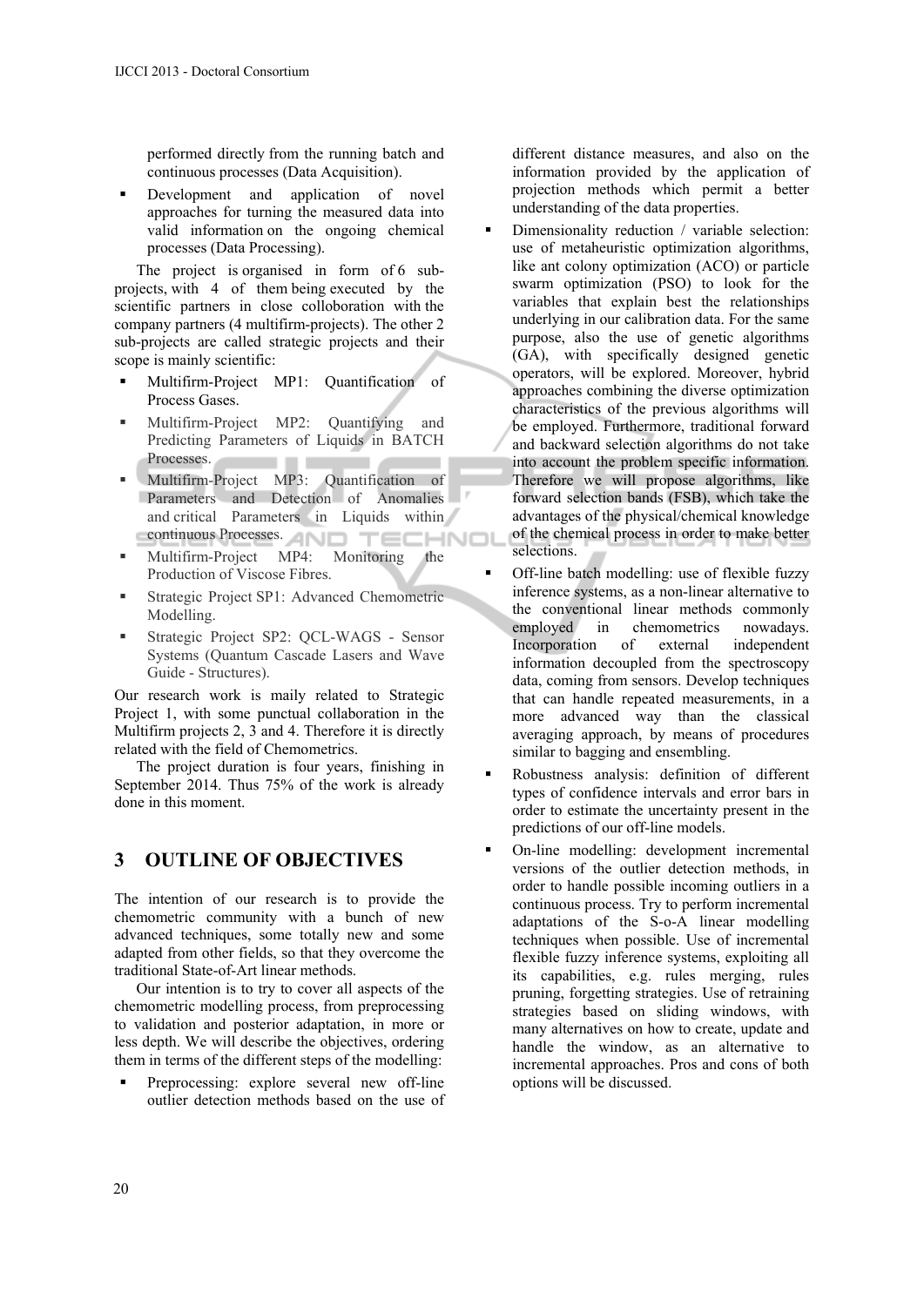performed directly from the running batch and continuous processes (Data Acquisition).

- Development and application of novel approaches for turning the measured data into valid information on the ongoing chemical processes (Data Processing).

The project is organised in form of 6 sub-projects, with 4 of them being executed by the scientific partners in close colloboration with the company partners (4 multifirm-projects). The other 2 sub-projects are called strategic projects and their scope is mainly scientific:

- Multifirm-Project MP1: Quantification of Process Gases.
- Multifirm-Project MP2: Quantifying and Predicting Parameters of Liquids in BATCH Processes.
- Multifirm-Project MP3: Quantification of Parameters and Detection of Anomalies and critical Parameters in Liquids within continuous Processes.
- Multifirm-Project MP4: Monitoring the Production of Viscose Fibres.
- Strategic Project SP1: Advanced Chemometric Modelling.
- Strategic Project SP2: QCL-WAGS - Sensor Systems (Quantum Cascade Lasers and Wave Guide - Structures).

Our research work is maily related to Strategic Project 1, with some punctual collaboration in the Multifirm projects 2, 3 and 4. Therefore it is directly related with the field of Chemometrics.

The project duration is four years, finishing in September 2014. Thus 75% of the work is already done in this moment.

## 3 OUTLINE OF OBJECTIVES

The intention of our research is to provide the chemometric community with a bunch of new advanced techniques, some totally new and some adapted from other fields, so that they overcome the traditional State-of-Art linear methods.

Our intention is to try to cover all aspects of the chemometric modelling process, from preprocessing to validation and posterior adaptation, in more or less depth. We will describe the objectives, ordering them in terms of the different steps of the modelling:

- Preprocessing: explore several new off-line outlier detection methods based on the use of different distance measures, and also on the information provided by the application of projection methods which permit a better understanding of the data properties.
- Dimensionality reduction / variable selection: use of metaheuristic optimization algorithms, like ant colony optimization (ACO) or particle swarm optimization (PSO) to look for the variables that explain best the relationships underlying in our calibration data. For the same purpose, also the use of genetic algorithms (GA), with specifically designed genetic operators, will be explored. Moreover, hybrid approaches combining the diverse optimization characteristics of the previous algorithms will be employed. Furthermore, traditional forward and backward selection algorithms do not take into account the problem specific information. Therefore we will propose algorithms, like forward selection bands (FSB), which take the advantages of the physical/chemical knowledge of the chemical process in order to make better selections.
- Off-line batch modelling: use of flexible fuzzy inference systems, as a non-linear alternative to the conventional linear methods commonly employed in chemometrics nowadays. Incorporation of external independent information decoupled from the spectroscopy data, coming from sensors. Develop techniques that can handle repeated measurements, in a more advanced way than the classical averaging approach, by means of procedures similar to bagging and ensembling.
- Robustness analysis: definition of different types of confidence intervals and error bars in order to estimate the uncertainty present in the predictions of our off-line models.
- On-line modelling: development incremental versions of the outlier detection methods, in order to handle possible incoming outliers in a continuous process. Try to perform incremental adaptations of the S-o-A linear modelling techniques when possible. Use of incremental flexible fuzzy inference systems, exploiting all its capabilities, e.g. rules merging, rules pruning, forgetting strategies. Use of retraining strategies based on sliding windows, with many alternatives on how to create, update and handle the window, as an alternative to incremental approaches. Pros and cons of both options will be discussed.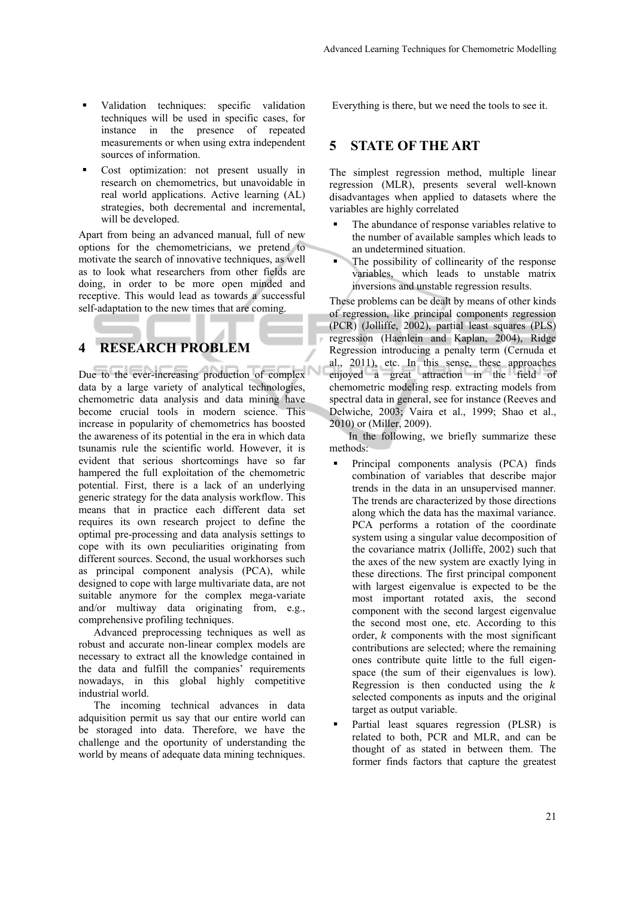- Validation techniques: specific validation techniques will be used in specific cases, for instance in the presence of repeated measurements or when using extra independent sources of information.
- Cost optimization: not present usually in research on chemometrics, but unavoidable in real world applications. Active learning (AL) strategies, both decremental and incremental, will be developed.

Apart from being an advanced manual, full of new options for the chemometricians, we pretend to motivate the search of innovative techniques, as well as to look what researchers from other fields are doing, in order to be more open minded and receptive. This would lead as towards a successful self-adaptation to the new times that are coming.

## 4 RESEARCH PROBLEM

Due to the ever-increasing production of complex data by a large variety of analytical technologies, chemometric data analysis and data mining have become crucial tools in modern science. This increase in popularity of chemometrics has boosted the awareness of its potential in the era in which data tsunamis rule the scientific world. However, it is evident that serious shortcomings have so far hampered the full exploitation of the chemometric potential. First, there is a lack of an underlying generic strategy for the data analysis workflow. This means that in practice each different data set requires its own research project to define the optimal pre-processing and data analysis settings to cope with its own peculiarities originating from different sources. Second, the usual workhorses such as principal component analysis (PCA), while designed to cope with large multivariate data, are not suitable anymore for the complex mega-variate and/or multiway data originating from, e.g., comprehensive profiling techniques.

Advanced preprocessing techniques as well as robust and accurate non-linear complex models are necessary to extract all the knowledge contained in the data and fulfill the companies' requirements nowadays, in this global highly competitive industrial world.

The incoming technical advances in data adquisition permit us say that our entire world can be storaged into data. Therefore, we have the challenge and the oportunity of understanding the world by means of adequate data mining techniques. Everything is there, but we need the tools to see it.

## 5 STATE OF THE ART

The simplest regression method, multiple linear regression (MLR), presents several well-known disadvantages when applied to datasets where the variables are highly correlated

- The abundance of response variables relative to the number of available samples which leads to an undetermined situation.
- The possibility of collinearity of the response variables, which leads to unstable matrix inversions and unstable regression results.

These problems can be dealt by means of other kinds of regression, like principal components regression (PCR) (Jolliffe, 2002), partial least squares (PLS) regression (Haenlein and Kaplan, 2004), Ridge Regression introducing a penalty term (Cernuda et al., 2011), etc. In this sense, these approaches enjoyed a great attraction in the field of chemometric modeling resp. extracting models from spectral data in general, see for instance (Reeves and Delwiche, 2003; Vaira et al., 1999; Shao et al., 2010) or (Miller, 2009).

In the following, we briefly summarize these methods:

- Principal components analysis (PCA) finds combination of variables that describe major trends in the data in an unsupervised manner. The trends are characterized by those directions along which the data has the maximal variance. PCA performs a rotation of the coordinate system using a singular value decomposition of the covariance matrix (Jolliffe, 2002) such that the axes of the new system are exactly lying in these directions. The first principal component with largest eigenvalue is expected to be the most important rotated axis, the second component with the second largest eigenvalue the second most one, etc. According to this order, $k$ components with the most significant contributions are selected; where the remaining ones contribute quite little to the full eigen-space (the sum of their eigenvalues is low). Regression is then conducted using the $k$ selected components as inputs and the original target as output variable.
- Partial least squares regression (PLSR) is related to both, PCR and MLR, and can be thought of as stated in between them. The former finds factors that capture the greatest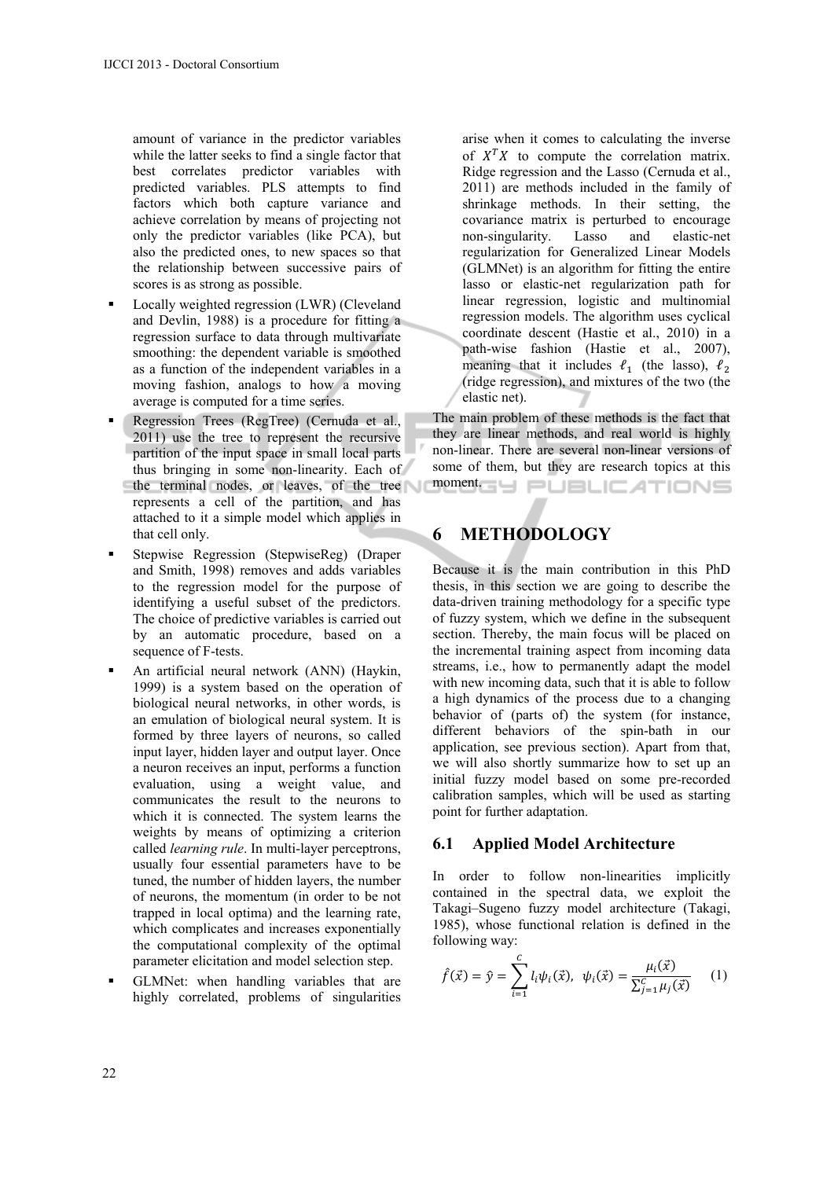amount of variance in the predictor variables while the latter seeks to find a single factor that best correlates predictor variables with predicted variables. PLS attempts to find factors which both capture variance and achieve correlation by means of projecting not only the predictor variables (like PCA), but also the predicted ones, to new spaces so that the relationship between successive pairs of scores is as strong as possible.

- Locally weighted regression (LWR) (Cleveland and Devlin, 1988) is a procedure for fitting a regression surface to data through multivariate smoothing: the dependent variable is smoothed as a function of the independent variables in a moving fashion, analogs to how a moving average is computed for a time series.
- Regression Trees (RegTree) (Cernuda et al., 2011) use the tree to represent the recursive partition of the input space in small local parts thus bringing in some non-linearity. Each of the terminal nodes, or leaves, of the tree represents a cell of the partition, and has attached to it a simple model which applies in that cell only.
- Stepwise Regression (StepwiseReg) (Draper and Smith, 1998) removes and adds variables to the regression model for the purpose of identifying a useful subset of the predictors. The choice of predictive variables is carried out by an automatic procedure, based on a sequence of F-tests.
- An artificial neural network (ANN) (Haykin, 1999) is a system based on the operation of biological neural networks, in other words, is an emulation of biological neural system. It is formed by three layers of neurons, so called input layer, hidden layer and output layer. Once a neuron receives an input, performs a function evaluation, using a weight value, and communicates the result to the neurons to which it is connected. The system learns the weights by means of optimizing a criterion called *learning rule*. In multi-layer perceptrons, usually four essential parameters have to be tuned, the number of hidden layers, the number of neurons, the momentum (in order to be not trapped in local optima) and the learning rate, which complicates and increases exponentially the computational complexity of the optimal parameter elicitation and model selection step.
- GLMNet: when handling variables that are highly correlated, problems of singularities arise when it comes to calculating the inverse of $X^T X$ to compute the correlation matrix. Ridge regression and the Lasso (Cernuda et al., 2011) are methods included in the family of shrinkage methods. In their setting, the covariance matrix is perturbed to encourage non-singularity. Lasso and elastic-net regularization for Generalized Linear Models (GLMNet) is an algorithm for fitting the entire lasso or elastic-net regularization path for linear regression, logistic and multinomial regression models. The algorithm uses cyclical coordinate descent (Hastie et al., 2010) in a path-wise fashion (Hastie et al., 2007), meaning that it includes $\ell_1$ (the lasso), $\ell_2$ (ridge regression), and mixtures of the two (the elastic net).

The main problem of these methods is the fact that they are linear methods, and real world is highly non-linear. There are several non-linear versions of some of them, but they are research topics at this moment.

# 6 METHODOLOGY

Because it is the main contribution in this PhD thesis, in this section we are going to describe the data-driven training methodology for a specific type of fuzzy system, which we define in the subsequent section. Thereby, the main focus will be placed on the incremental training aspect from incoming data streams, i.e., how to permanently adapt the model with new incoming data, such that it is able to follow a high dynamics of the process due to a changing behavior of (parts of) the system (for instance, different behaviors of the spin-bath in our application, see previous section). Apart from that, we will also shortly summarize how to set up an initial fuzzy model based on some pre-recorded calibration samples, which will be used as starting point for further adaptation.

## 6.1 Applied Model Architecture

In order to follow non-linearities implicitly contained in the spectral data, we exploit the Takagi–Sugeno fuzzy model architecture (Takagi, 1985), whose functional relation is defined in the following way:

$$\hat{f}(\vec{x}) = \hat{y} = \sum_{i=1}^{C} l_i \psi_i(\vec{x}), \;\; \psi_i(\vec{x}) = \frac{\mu_i(\vec{x})}{\sum_{j=1}^{C} \mu_j(\vec{x})} \quad (1)$$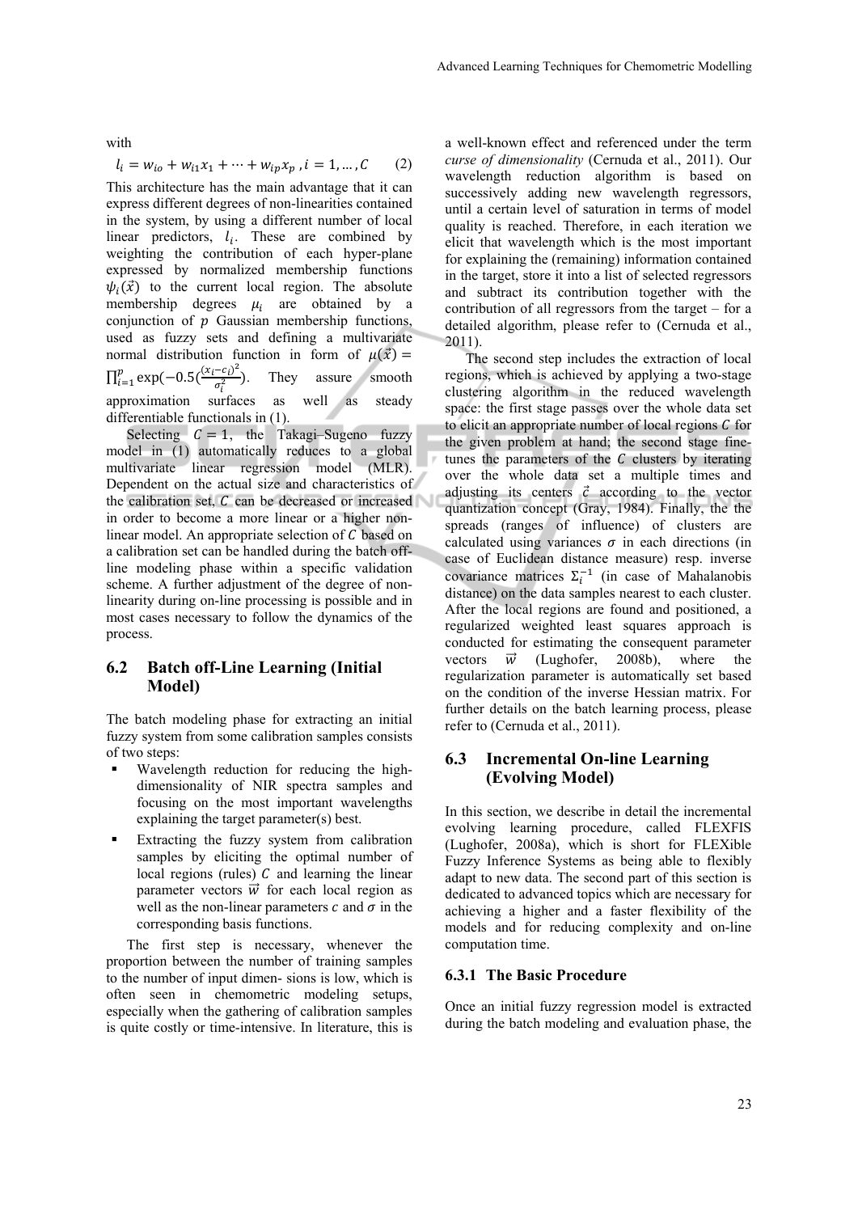with

$$l_i = w_{io} + w_{i1}x_1 + \cdots + w_{ip}x_p \;, i = 1, \ldots, C \qquad (2)$$

This architecture has the main advantage that it can express different degrees of non-linearities contained in the system, by using a different number of local linear predictors, $l_i$. These are combined by weighting the contribution of each hyper-plane expressed by normalized membership functions $\psi_i(\vec{x})$ to the current local region. The absolute membership degrees $\mu_i$ are obtained by a conjunction of $p$ Gaussian membership functions, used as fuzzy sets and defining a multivariate normal distribution function in form of $\mu(\vec{x}) = \prod_{i=1}^{p} \exp(-0.5(\frac{(x_i-c_i)^2}{\sigma_i^2})$. They assure smooth approximation surfaces as well as steady differentiable functionals in (1).

Selecting $C = 1$, the Takagi–Sugeno fuzzy model in (1) automatically reduces to a global multivariate linear regression model (MLR). Dependent on the actual size and characteristics of the calibration set, $C$ can be decreased or increased in order to become a more linear or a higher non-linear model. An appropriate selection of $C$ based on a calibration set can be handled during the batch off-line modeling phase within a specific validation scheme. A further adjustment of the degree of non-linearity during on-line processing is possible and in most cases necessary to follow the dynamics of the process.

## 6.2 Batch off-Line Learning (Initial Model)

The batch modeling phase for extracting an initial fuzzy system from some calibration samples consists of two steps:

- Wavelength reduction for reducing the high-dimensionality of NIR spectra samples and focusing on the most important wavelengths explaining the target parameter(s) best.
- Extracting the fuzzy system from calibration samples by eliciting the optimal number of local regions (rules) $C$ and learning the linear parameter vectors $\vec{w}$ for each local region as well as the non-linear parameters $c$ and $\sigma$ in the corresponding basis functions.

The first step is necessary, whenever the proportion between the number of training samples to the number of input dimen- sions is low, which is often seen in chemometric modeling setups, especially when the gathering of calibration samples is quite costly or time-intensive. In literature, this is a well-known effect and referenced under the term *curse of dimensionality* (Cernuda et al., 2011). Our wavelength reduction algorithm is based on successively adding new wavelength regressors, until a certain level of saturation in terms of model quality is reached. Therefore, in each iteration we elicit that wavelength which is the most important for explaining the (remaining) information contained in the target, store it into a list of selected regressors and subtract its contribution together with the contribution of all regressors from the target – for a detailed algorithm, please refer to (Cernuda et al., 2011).

The second step includes the extraction of local regions, which is achieved by applying a two-stage clustering algorithm in the reduced wavelength space: the first stage passes over the whole data set to elicit an appropriate number of local regions $C$ for the given problem at hand; the second stage fine-tunes the parameters of the $C$ clusters by iterating over the whole data set a multiple times and adjusting its centers $\vec{c}$ according to the vector quantization concept (Gray, 1984). Finally, the the spreads (ranges of influence) of clusters are calculated using variances $\sigma$ in each directions (in case of Euclidean distance measure) resp. inverse covariance matrices $\Sigma_i^{-1}$ (in case of Mahalanobis distance) on the data samples nearest to each cluster. After the local regions are found and positioned, a regularized weighted least squares approach is conducted for estimating the consequent parameter vectors $\vec{w}$ (Lughofer, 2008b), where the regularization parameter is automatically set based on the condition of the inverse Hessian matrix. For further details on the batch learning process, please refer to (Cernuda et al., 2011).

## 6.3 Incremental On-line Learning (Evolving Model)

In this section, we describe in detail the incremental evolving learning procedure, called FLEXFIS (Lughofer, 2008a), which is short for FLEXible Fuzzy Inference Systems as being able to flexibly adapt to new data. The second part of this section is dedicated to advanced topics which are necessary for achieving a higher and a faster flexibility of the models and for reducing complexity and on-line computation time.

### 6.3.1 The Basic Procedure

Once an initial fuzzy regression model is extracted during the batch modeling and evaluation phase, the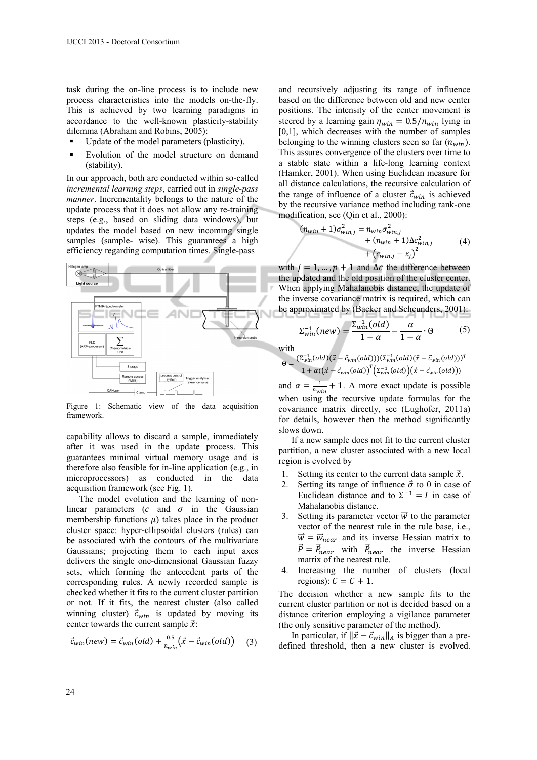task during the on-line process is to include new process characteristics into the models on-the-fly. This is achieved by two learning paradigms in accordance to the well-known plasticity-stability dilemma (Abraham and Robins, 2005):

- Update of the model parameters (plasticity).
- Evolution of the model structure on demand (stability).

In our approach, both are conducted within so-called *incremental learning steps*, carried out in *single-pass manner*. Incrementality belongs to the nature of the update process that it does not allow any re-training steps (e.g., based on sliding data windows), but updates the model based on new incoming single samples (sample- wise). This guarantees a high efficiency regarding computation times. Single-pass capability allows to discard a sample, immediately after it was used in the update process. This guarantees minimal virtual memory usage and is therefore also feasible for in-line application (e.g., in microprocessors) as conducted in the data acquisition framework (see Fig. 1).

Figure 1: Schematic view of the data acquisition framework.

The model evolution and the learning of non-linear parameters ($c$ and $\sigma$ in the Gaussian membership functions $\mu$) takes place in the product cluster space: hyper-ellipsoidal clusters (rules) can be associated with the contours of the multivariate Gaussians; projecting them to each input axes delivers the single one-dimensional Gaussian fuzzy sets, which forming the antecedent parts of the corresponding rules. A newly recorded sample is checked whether it fits to the current cluster partition or not. If it fits, the nearest cluster (also called winning cluster) $\vec{c}_{win}$ is updated by moving its center towards the current sample $\vec{x}$:

$$\vec{c}_{win}(new) = \vec{c}_{win}(old) + \frac{0.5}{n_{win}}\left(\vec{x} - \vec{c}_{win}(old)\right) \quad (3)$$

and recursively adjusting its range of influence based on the difference between old and new center positions. The intensity of the center movement is steered by a learning gain $\eta_{win} = 0.5/n_{win}$ lying in [0,1], which decreases with the number of samples belonging to the winning clusters seen so far ($n_{win}$). This assures convergence of the clusters over time to a stable state within a life-long learning context (Hamker, 2001). When using Euclidean measure for all distance calculations, the recursive calculation of the range of influence of a cluster $\vec{c}_{win}$ is achieved by the recursive variance method including rank-one modification, see (Qin et al., 2000):

$$(n_{win}+1)\sigma_{win,j}^2 = n_{win}\sigma_{win,j}^2 + (n_{win}+1)\Delta c_{win,j}^2 + \left(c_{win,j} - x_j\right)^2 \quad (4)$$

with $j = 1, \dots, p+1$ and $\Delta c$ the difference between the updated and the old position of the cluster center. When applying Mahalanobis distance, the update of the inverse covariance matrix is required, which can be approximated by (Backer and Scheunders, 2001):

$$\Sigma_{win}^{-1}(new) = \frac{\Sigma_{win}^{-1}(old)}{1-\alpha} - \frac{\alpha}{1-\alpha} \cdot \Theta \quad (5)$$

with

$$\Theta = \frac{(\Sigma_{win}^{-1}(old)(\vec{x} - \vec{c}_{win}(old)))(\Sigma_{win}^{-1}(old)(\vec{x} - \vec{c}_{win}(old)))^T}{1 + \alpha((\vec{x} - \vec{c}_{win}(old))^T\left(\Sigma_{win}^{-1}(old)\right)\left(\vec{x} - \vec{c}_{win}(old)\right))}$$

and $\alpha = \frac{1}{n_{win}} + 1$. A more exact update is possible when using the recursive update formulas for the covariance matrix directly, see (Lughofer, 2011a) for details, however then the method significantly slows down.

If a new sample does not fit to the current cluster partition, a new cluster associated with a new local region is evolved by

1. Setting its center to the current data sample $\vec{x}$.
2. Setting its range of influence $\vec{\sigma}$ to 0 in case of Euclidean distance and to $\Sigma^{-1} = I$ in case of Mahalanobis distance.
3. Setting its parameter vector $\vec{w}$ to the parameter vector of the nearest rule in the rule base, i.e., $\vec{w} = \vec{w}_{near}$ and its inverse Hessian matrix to $\vec{P} = \vec{P}_{near}$ with $\vec{P}_{near}$ the inverse Hessian matrix of the nearest rule.
4. Increasing the number of clusters (local regions): $C = C + 1$.

The decision whether a new sample fits to the current cluster partition or not is decided based on a distance criterion employing a vigilance parameter (the only sensitive parameter of the method).

In particular, if $\|\vec{x} - \vec{c}_{win}\|_A$ is bigger than a pre-defined threshold, then a new cluster is evolved.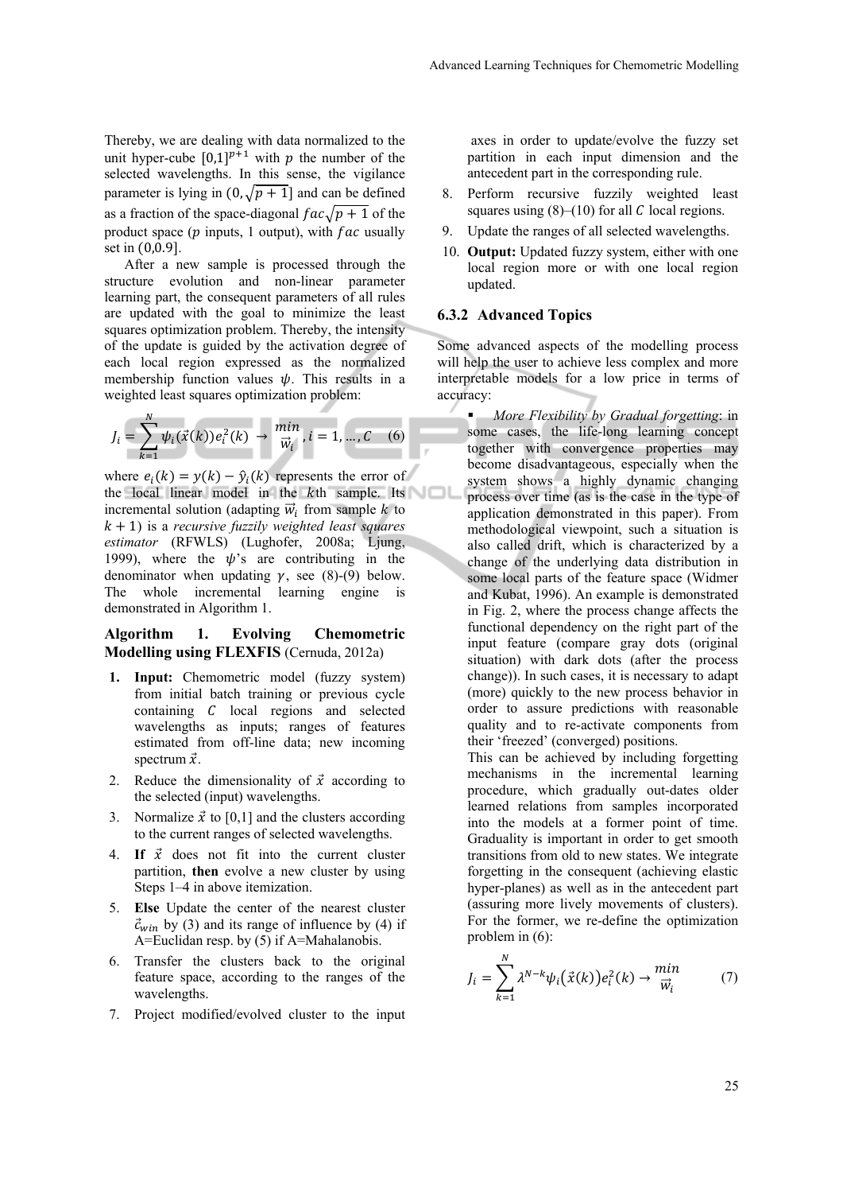Thereby, we are dealing with data normalized to the unit hyper-cube $[0,1]^{p+1}$ with $p$ the number of the selected wavelengths. In this sense, the vigilance parameter is lying in $(0, \sqrt{p+1}]$ and can be defined as a fraction of the space-diagonal $fac\sqrt{p+1}$ of the product space ($p$ inputs, 1 output), with $fac$ usually set in $(0,0.9]$.

After a new sample is processed through the structure evolution and non-linear parameter learning part, the consequent parameters of all rules are updated with the goal to minimize the least squares optimization problem. Thereby, the intensity of the update is guided by the activation degree of each local region expressed as the normalized membership function values $\psi$. This results in a weighted least squares optimization problem:

$$J_i = \sum_{k=1}^{N} \psi_i(\vec{x}(k)) e_i^2(k) \rightarrow \min_{\vec{w}_i}, i = 1, \ldots, C \quad (6)$$

where $e_i(k) = y(k) - \hat{y}_i(k)$ represents the error of the local linear model in the $k$th sample. Its incremental solution (adapting $\vec{w}_i$ from sample $k$ to $k+1$) is a *recursive fuzzily weighted least squares estimator* (RFWLS) (Lughofer, 2008a; Ljung, 1999), where the $\psi$'s are contributing in the denominator when updating $\gamma$, see (8)-(9) below. The whole incremental learning engine is demonstrated in Algorithm 1.

**Algorithm 1. Evolving Chemometric Modelling using FLEXFIS** (Cernuda, 2012a)

1. **Input:** Chemometric model (fuzzy system) from initial batch training or previous cycle containing $C$ local regions and selected wavelengths as inputs; ranges of features estimated from off-line data; new incoming spectrum $\vec{x}$.
2. Reduce the dimensionality of $\vec{x}$ according to the selected (input) wavelengths.
3. Normalize $\vec{x}$ to [0,1] and the clusters according to the current ranges of selected wavelengths.
4. **If** $\vec{x}$ does not fit into the current cluster partition, **then** evolve a new cluster by using Steps 1–4 in above itemization.
5. **Else** Update the center of the nearest cluster $\vec{c}_{win}$ by (3) and its range of influence by (4) if A=Euclidean resp. by (5) if A=Mahalanobis.
6. Transfer the clusters back to the original feature space, according to the ranges of the wavelengths.
7. Project modified/evolved cluster to the input axes in order to update/evolve the fuzzy set partition in each input dimension and the antecedent part in the corresponding rule.
8. Perform recursive fuzzily weighted least squares using (8)–(10) for all $C$ local regions.
9. Update the ranges of all selected wavelengths.
10. **Output:** Updated fuzzy system, either with one local region more or with one local region updated.

### 6.3.2 Advanced Topics

Some advanced aspects of the modelling process will help the user to achieve less complex and more interpretable models for a low price in terms of accuracy:

- *More Flexibility by Gradual forgetting*: in some cases, the life-long learning concept together with convergence properties may become disadvantageous, especially when the system shows a highly dynamic changing process over time (as is the case in the type of application demonstrated in this paper). From methodological viewpoint, such a situation is also called drift, which is characterized by a change of the underlying data distribution in some local parts of the feature space (Widmer and Kubat, 1996). An example is demonstrated in Fig. 2, where the process change affects the functional dependency on the right part of the input feature (compare gray dots (original situation) with dark dots (after the process change)). In such cases, it is necessary to adapt (more) quickly to the new process behavior in order to assure predictions with reasonable quality and to re-activate components from their 'freezed' (converged) positions.
  This can be achieved by including forgetting mechanisms in the incremental learning procedure, which gradually out-dates older learned relations from samples incorporated into the models at a former point of time. Graduality is important in order to get smooth transitions from old to new states. We integrate forgetting in the consequent (achieving elastic hyper-planes) as well as in the antecedent part (assuring more lively movements of clusters). For the former, we re-define the optimization problem in (6):

$$J_i = \sum_{k=1}^{N} \lambda^{N-k} \psi_i(\vec{x}(k)) e_i^2(k) \rightarrow \min_{\vec{w}_i} \quad (7)$$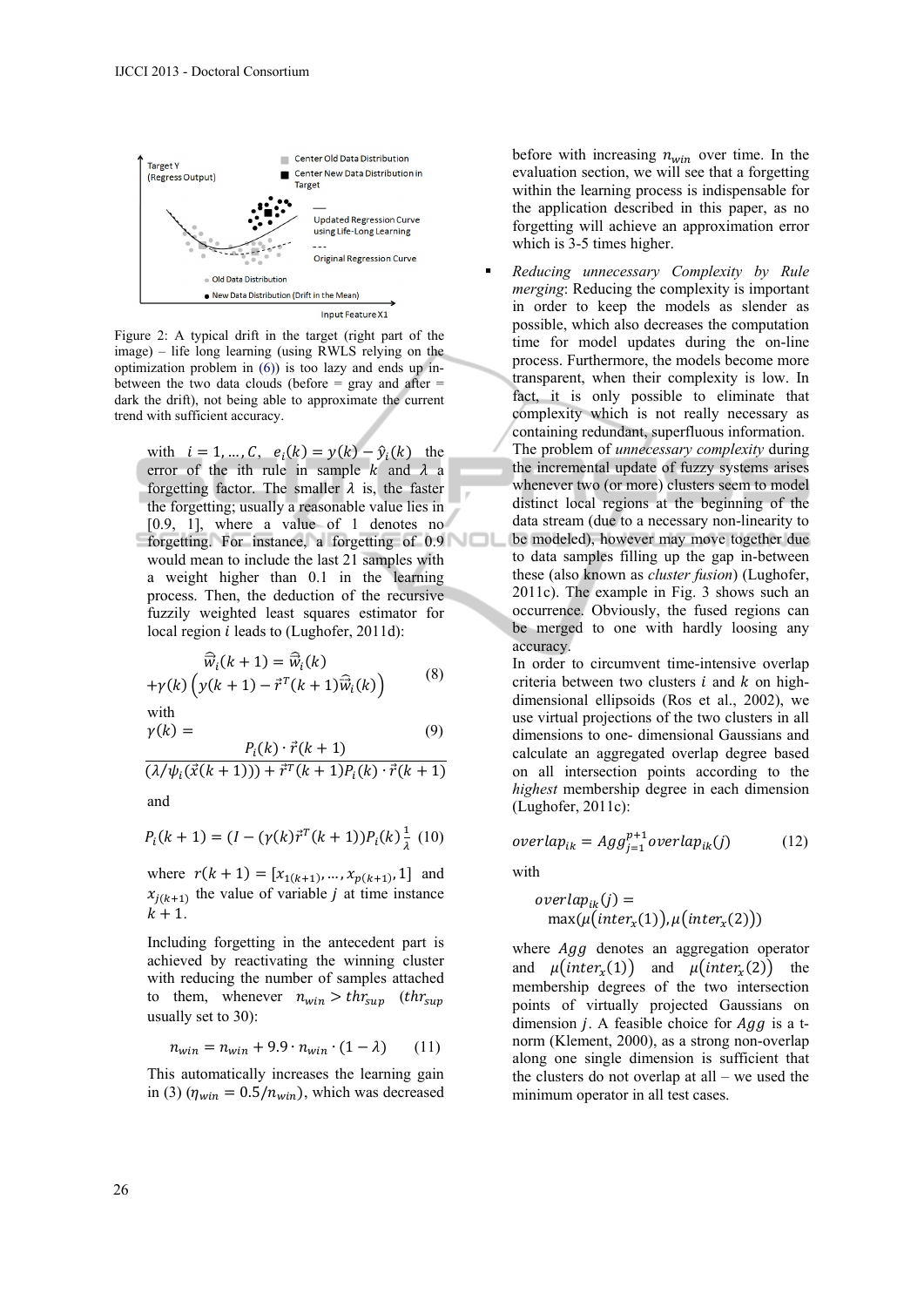Figure 2: A typical drift in the target (right part of the image) – life long learning (using RWLS relying on the optimization problem in (6)) is too lazy and ends up in-between the two data clouds (before = gray and after = dark the drift), not being able to approximate the current trend with sufficient accuracy.

with $i = 1, \ldots, C$, $e_i(k) = y(k) - \hat{y}_i(k)$ the error of the ith rule in sample $k$ and $\lambda$ a forgetting factor. The smaller $\lambda$ is, the faster the forgetting; usually a reasonable value lies in [0.9, 1], where a value of 1 denotes no forgetting. For instance, a forgetting of 0.9 would mean to include the last 21 samples with a weight higher than 0.1 in the learning process. Then, the deduction of the recursive fuzzily weighted least squares estimator for local region $i$ leads to (Lughofer, 2011d):

$$\hat{\vec{w}}_i(k+1) = \hat{\vec{w}}_i(k) + \gamma(k)\left(y(k+1) - \vec{r}^T(k+1)\hat{\vec{w}}_i(k)\right) \tag{8}$$

with

$$\gamma(k) = \frac{P_i(k) \cdot \vec{r}(k+1)}{(\lambda/\psi_i(\vec{x}(k+1))) + \vec{r}^T(k+1)P_i(k) \cdot \vec{r}(k+1)} \tag{9}$$

and

$$P_i(k+1) = (I - (\gamma(k)\vec{r}^T(k+1))P_i(k)\frac{1}{\lambda} \tag{10}$$

where $r(k+1) = [x_{1(k+1)}, \ldots, x_{p(k+1)}, 1]$ and $x_{j(k+1)}$ the value of variable $j$ at time instance $k+1$.

Including forgetting in the antecedent part is achieved by reactivating the winning cluster with reducing the number of samples attached to them, whenever $n_{win} > thr_{sup}$ ($thr_{sup}$ usually set to 30):

$$n_{win} = n_{win} + 9.9 \cdot n_{win} \cdot (1 - \lambda) \tag{11}$$

This automatically increases the learning gain in (3) ($\eta_{win} = 0.5/n_{win}$), which was decreased before with increasing $n_{win}$ over time. In the evaluation section, we will see that a forgetting within the learning process is indispensable for the application described in this paper, as no forgetting will achieve an approximation error which is 3-5 times higher.

- *Reducing unnecessary Complexity by Rule merging*: Reducing the complexity is important in order to keep the models as slender as possible, which also decreases the computation time for model updates during the on-line process. Furthermore, the models become more transparent, when their complexity is low. In fact, it is only possible to eliminate that complexity which is not really necessary as containing redundant, superfluous information.
  The problem of *unnecessary complexity* during the incremental update of fuzzy systems arises whenever two (or more) clusters seem to model distinct local regions at the beginning of the data stream (due to a necessary non-linearity to be modeled), however may move together due to data samples filling up the gap in-between these (also known as *cluster fusion*) (Lughofer, 2011c). The example in Fig. 3 shows such an occurrence. Obviously, the fused regions can be merged to one with hardly loosing any accuracy.
  In order to circumvent time-intensive overlap criteria between two clusters $i$ and $k$ on high-dimensional ellipsoids (Ros et al., 2002), we use virtual projections of the two clusters in all dimensions to one- dimensional Gaussians and calculate an aggregated overlap degree based on all intersection points according to the *highest* membership degree in each dimension (Lughofer, 2011c):

$$overlap_{ik} = Agg_{j=1}^{p+1} overlap_{ik}(j) \tag{12}$$

with

$$overlap_{ik}(j) = \max(\mu(inter_x(1)), \mu(inter_x(2)))$$

where $Agg$ denotes an aggregation operator and $\mu(inter_x(1))$ and $\mu(inter_x(2))$ the membership degrees of the two intersection points of virtually projected Gaussians on dimension $j$. A feasible choice for $Agg$ is a t-norm (Klement, 2000), as a strong non-overlap along one single dimension is sufficient that the clusters do not overlap at all – we used the minimum operator in all test cases.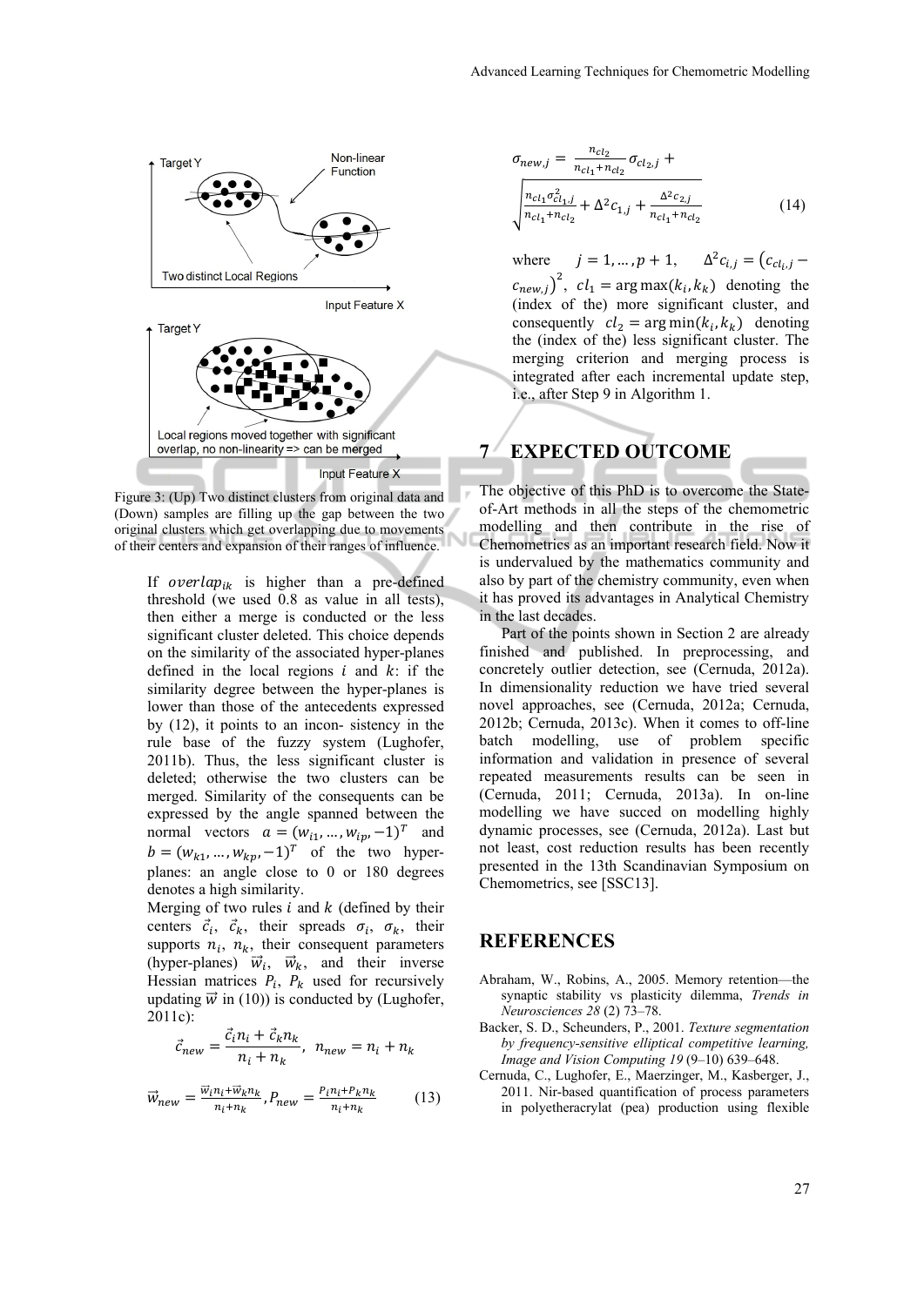Figure 3: (Up) Two distinct clusters from original data and (Down) samples are filling up the gap between the two original clusters which get overlapping due to movements of their centers and expansion of their ranges of influence.

If $overlap_{ik}$ is higher than a pre-defined threshold (we used 0.8 as value in all tests), then either a merge is conducted or the less significant cluster deleted. This choice depends on the similarity of the associated hyper-planes defined in the local regions $i$ and $k$: if the similarity degree between the hyper-planes is lower than those of the antecedents expressed by (12), it points to an incon- sistency in the rule base of the fuzzy system (Lughofer, 2011b). Thus, the less significant cluster is deleted; otherwise the two clusters can be merged. Similarity of the consequents can be expressed by the angle spanned between the normal vectors $a = (w_{i1}, \dots, w_{ip}, -1)^T$ and $b = (w_{k1}, \dots, w_{kp}, -1)^T$ of the two hyper-planes: an angle close to 0 or 180 degrees denotes a high similarity.

Merging of two rules $i$ and $k$ (defined by their centers $\vec{c}_i$, $\vec{c}_k$, their spreads $\sigma_i$, $\sigma_k$, their supports $n_i$, $n_k$, their consequent parameters (hyper-planes) $\vec{w}_i$, $\vec{w}_k$, and their inverse Hessian matrices $P_i$, $P_k$ used for recursively updating $\vec{w}$ in (10)) is conducted by (Lughofer, 2011c):

$$\vec{c}_{new} = \frac{\vec{c}_i n_i + \vec{c}_k n_k}{n_i + n_k}, \; n_{new} = n_i + n_k$$

$$\vec{w}_{new} = \frac{\vec{w}_i n_i + \vec{w}_k n_k}{n_i + n_k}, P_{new} = \frac{P_i n_i + P_k n_k}{n_i + n_k} \tag{13}$$

$$\sigma_{new,j} = \frac{n_{cl_2}}{n_{cl_1} + n_{cl_2}} \sigma_{cl_2,j} + \sqrt{\frac{n_{cl_1} \sigma_{cl_1,j}^2}{n_{cl_1} + n_{cl_2}} + \Delta^2 c_{1,j} + \frac{\Delta^2 c_{2,j}}{n_{cl_1} + n_{cl_2}}} \tag{14}$$

where $j = 1, \dots, p+1$, $\Delta^2 c_{i,j} = (c_{cl_i,j} - c_{new,j})^2$, $cl_1 = \arg\max(k_i, k_k)$ denoting the (index of the) more significant cluster, and consequently $cl_2 = \arg\min(k_i, k_k)$ denoting the (index of the) less significant cluster. The merging criterion and merging process is integrated after each incremental update step, i.e., after Step 9 in Algorithm 1.

## 7 EXPECTED OUTCOME

The objective of this PhD is to overcome the State-of-Art methods in all the steps of the chemometric modelling and then contribute in the rise of Chemometrics as an important research field. Now it is undervalued by the mathematics community and also by part of the chemistry community, even when it has proved its advantages in Analytical Chemistry in the last decades.

Part of the points shown in Section 2 are already finished and published. In preprocessing, and concretely outlier detection, see (Cernuda, 2012a). In dimensionality reduction we have tried several novel approaches, see (Cernuda, 2012a; Cernuda, 2012b; Cernuda, 2013c). When it comes to off-line batch modelling, use of problem specific information and validation in presence of several repeated measurements results can be seen in (Cernuda, 2011; Cernuda, 2013a). In on-line modelling we have succed on modelling highly dynamic processes, see (Cernuda, 2012a). Last but not least, cost reduction results has been recently presented in the 13th Scandinavian Symposium on Chemometrics, see [SSC13].

## REFERENCES

Abraham, W., Robins, A., 2005. Memory retention—the synaptic stability vs plasticity dilemma, *Trends in Neurosciences 28* (2) 73–78.

Backer, S. D., Scheunders, P., 2001. *Texture segmentation by frequency-sensitive elliptical competitive learning, Image and Vision Computing 19* (9–10) 639–648.

Cernuda, C., Lughofer, E., Maerzinger, M., Kasberger, J., 2011. Nir-based quantification of process parameters in polyetheracrylat (pea) production using flexible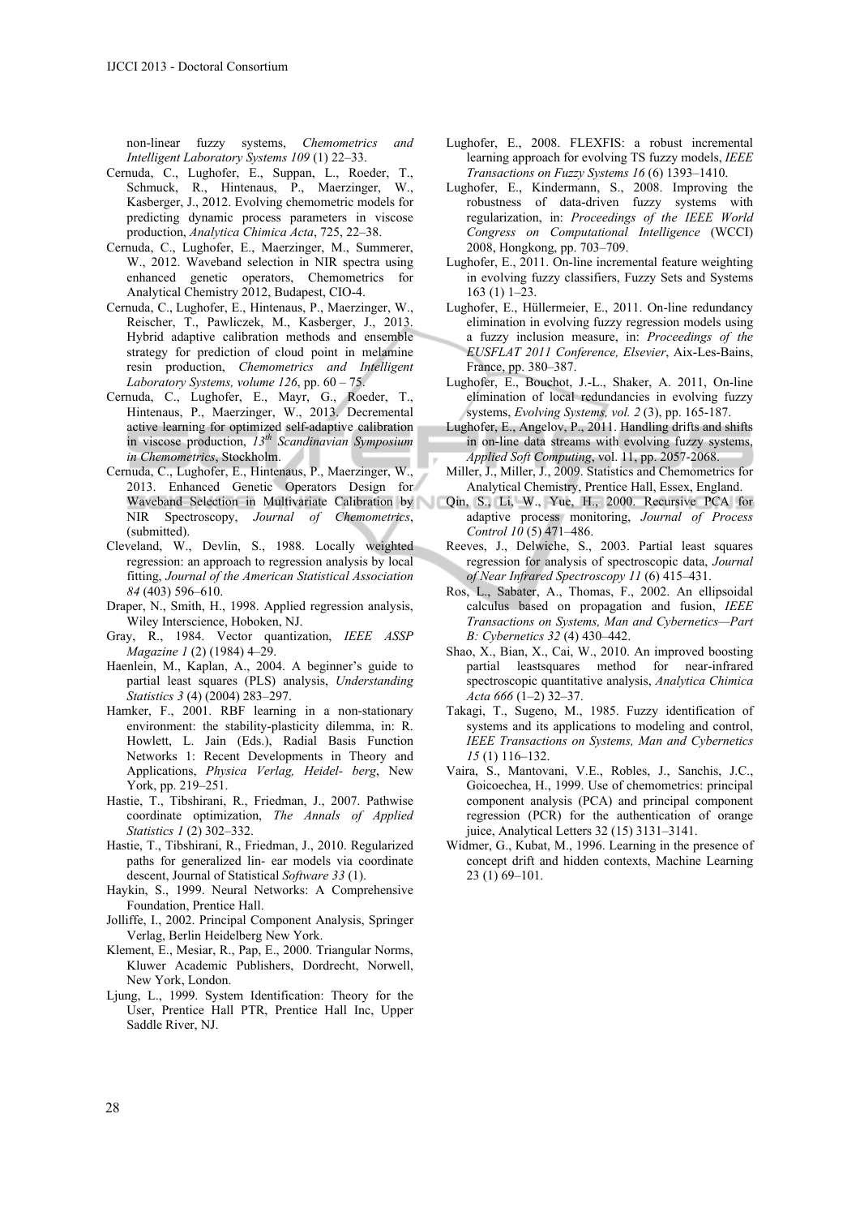non-linear fuzzy systems, *Chemometrics and Intelligent Laboratory Systems 109* (1) 22–33.

Cernuda, C., Lughofer, E., Suppan, L., Roeder, T., Schmuck, R., Hintenaus, P., Maerzinger, W., Kasberger, J., 2012. Evolving chemometric models for predicting dynamic process parameters in viscose production, *Analytica Chimica Acta*, 725, 22–38.

Cernuda, C., Lughofer, E., Maerzinger, M., Summerer, W., 2012. Waveband selection in NIR spectra using enhanced genetic operators, Chemometrics for Analytical Chemistry 2012, Budapest, CIO-4.

Cernuda, C., Lughofer, E., Hintenaus, P., Maerzinger, W., Reischer, T., Pawliczek, M., Kasberger, J., 2013. Hybrid adaptive calibration methods and ensemble strategy for prediction of cloud point in melamine resin production, *Chemometrics and Intelligent Laboratory Systems, volume 126*, pp. 60 – 75.

Cernuda, C., Lughofer, E., Mayr, G., Roeder, T., Hintenaus, P., Maerzinger, W., 2013. Decremental active learning for optimized self-adaptive calibration in viscose production, *13th Scandinavian Symposium in Chemometrics*, Stockholm.

Cernuda, C., Lughofer, E., Hintenaus, P., Maerzinger, W., 2013. Enhanced Genetic Operators Design for Waveband Selection in Multivariate Calibration by NIR Spectroscopy, *Journal of Chemometrics*, (submitted).

Cleveland, W., Devlin, S., 1988. Locally weighted regression: an approach to regression analysis by local fitting, *Journal of the American Statistical Association 84* (403) 596–610.

Draper, N., Smith, H., 1998. Applied regression analysis, Wiley Interscience, Hoboken, NJ.

Gray, R., 1984. Vector quantization, *IEEE ASSP Magazine 1* (2) (1984) 4–29.

Haenlein, M., Kaplan, A., 2004. A beginner's guide to partial least squares (PLS) analysis, *Understanding Statistics 3* (4) (2004) 283–297.

Hamker, F., 2001. RBF learning in a non-stationary environment: the stability-plasticity dilemma, in: R. Howlett, L. Jain (Eds.), Radial Basis Function Networks 1: Recent Developments in Theory and Applications, *Physica Verlag, Heidel- berg*, New York, pp. 219–251.

Hastie, T., Tibshirani, R., Friedman, J., 2007. Pathwise coordinate optimization, *The Annals of Applied Statistics 1* (2) 302–332.

Hastie, T., Tibshirani, R., Friedman, J., 2010. Regularized paths for generalized lin- ear models via coordinate descent, Journal of Statistical *Software 33* (1).

Haykin, S., 1999. Neural Networks: A Comprehensive Foundation, Prentice Hall.

Jolliffe, I., 2002. Principal Component Analysis, Springer Verlag, Berlin Heidelberg New York.

Klement, E., Mesiar, R., Pap, E., 2000. Triangular Norms, Kluwer Academic Publishers, Dordrecht, Norwell, New York, London.

Ljung, L., 1999. System Identification: Theory for the User, Prentice Hall PTR, Prentice Hall Inc, Upper Saddle River, NJ.

Lughofer, E., 2008. FLEXFIS: a robust incremental learning approach for evolving TS fuzzy models, *IEEE Transactions on Fuzzy Systems 16* (6) 1393–1410.

Lughofer, E., Kindermann, S., 2008. Improving the robustness of data-driven fuzzy systems with regularization, in: *Proceedings of the IEEE World Congress on Computational Intelligence* (WCCI) 2008, Hongkong, pp. 703–709.

Lughofer, E., 2011. On-line incremental feature weighting in evolving fuzzy classifiers, Fuzzy Sets and Systems 163 (1) 1–23.

Lughofer, E., Hüllermeier, E., 2011. On-line redundancy elimination in evolving fuzzy regression models using a fuzzy inclusion measure, in: *Proceedings of the EUSFLAT 2011 Conference, Elsevier*, Aix-Les-Bains, France, pp. 380–387.

Lughofer, E., Bouchot, J.-L., Shaker, A. 2011, On-line elimination of local redundancies in evolving fuzzy systems, *Evolving Systems, vol. 2* (3), pp. 165-187.

Lughofer, E., Angelov, P., 2011. Handling drifts and shifts in on-line data streams with evolving fuzzy systems, *Applied Soft Computing*, vol. 11, pp. 2057-2068.

Miller, J., Miller, J., 2009. Statistics and Chemometrics for Analytical Chemistry, Prentice Hall, Essex, England.

Qin, S., Li, W., Yue, H., 2000. Recursive PCA for adaptive process monitoring, *Journal of Process Control 10* (5) 471–486.

Reeves, J., Delwiche, S., 2003. Partial least squares regression for analysis of spectroscopic data, *Journal of Near Infrared Spectroscopy 11* (6) 415–431.

Ros, L., Sabater, A., Thomas, F., 2002. An ellipsoidal calculus based on propagation and fusion, *IEEE Transactions on Systems, Man and Cybernetics—Part B: Cybernetics 32* (4) 430–442.

Shao, X., Bian, X., Cai, W., 2010. An improved boosting partial leastsquares method for near-infrared spectroscopic quantitative analysis, *Analytica Chimica Acta 666* (1–2) 32–37.

Takagi, T., Sugeno, M., 1985. Fuzzy identification of systems and its applications to modeling and control, *IEEE Transactions on Systems, Man and Cybernetics 15* (1) 116–132.

Vaira, S., Mantovani, V.E., Robles, J., Sanchis, J.C., Goicoechea, H., 1999. Use of chemometrics: principal component analysis (PCA) and principal component regression (PCR) for the authentication of orange juice, Analytical Letters 32 (15) 3131–3141.

Widmer, G., Kubat, M., 1996. Learning in the presence of concept drift and hidden contexts, Machine Learning 23 (1) 69–101.